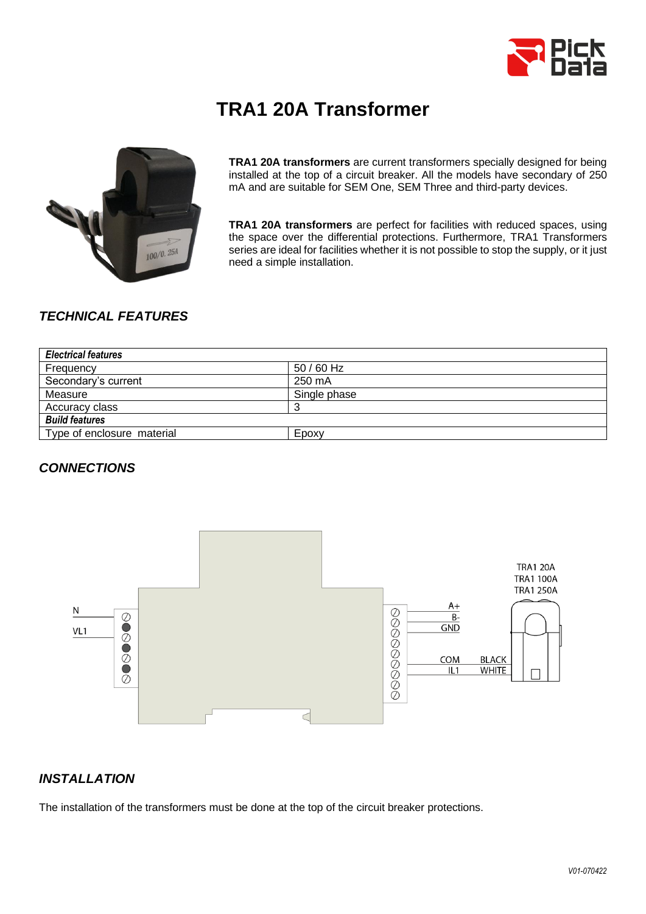# TRA1 20A Transformer

**TRA1 20A transformers** are current transformers specially designed for being installed at the top of a circuit breaker. All the models have secondary of 250 mA and are suitable for SEM One, SEM Three and third-party devices.

**TRA1 20A transformers** are perfect for facilities with reduced spaces, using the space over the differential protections. Furthermore, TRA1 Transformers series are ideal for facilities whether it is not possible to stop the supply, or it just need a simple installation.

## TECHNICAL FEATURES

| ***Electrical features*** | |
|---|---|
| Frequency | 50 / 60 Hz |
| Secondary's current | 250 mA |
| Measure | Single phase |
| Accuracy class | 3 |
| ***Build features*** | |
| Type of enclosure material | Epoxy |

## CONNECTIONS

N
VL1

A+
B-
GND
COM
IL1

BLACK
WHITE

TRA1 20A
TRA1 100A
TRA1 250A

## INSTALLATION

The installation of the transformers must be done at the top of the circuit breaker protections.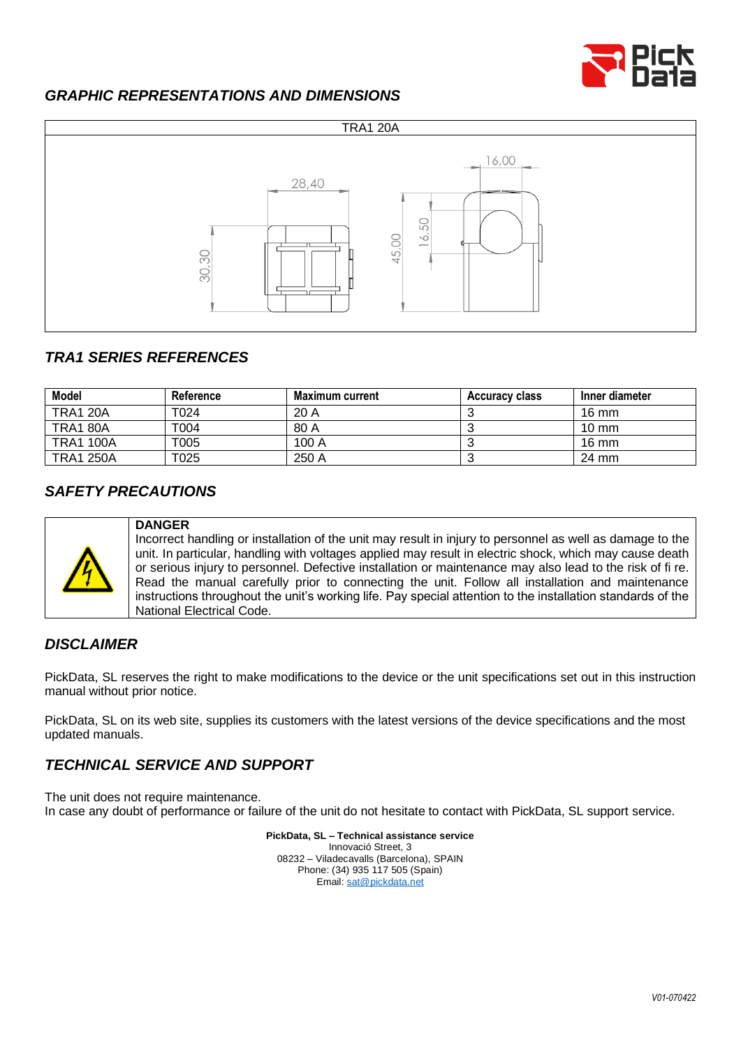## *GRAPHIC REPRESENTATIONS AND DIMENSIONS*

TRA1 20A

28,40

30,30

16,00

45,00

16,50

## *TRA1 SERIES REFERENCES*

| Model | Reference | Maximum current | Accuracy class | Inner diameter |
|---|---|---|---|---|
| TRA1 20A | T024 | 20 A | 3 | 16 mm |
| TRA1 80A | T004 | 80 A | 3 | 10 mm |
| TRA1 100A | T005 | 100 A | 3 | 16 mm |
| TRA1 250A | T025 | 250 A | 3 | 24 mm |

## *SAFETY PRECAUTIONS*

**DANGER**

Incorrect handling or installation of the unit may result in injury to personnel as well as damage to the unit. In particular, handling with voltages applied may result in electric shock, which may cause death or serious injury to personnel. Defective installation or maintenance may also lead to the risk of fi re. Read the manual carefully prior to connecting the unit. Follow all installation and maintenance instructions throughout the unit's working life. Pay special attention to the installation standards of the National Electrical Code.

## *DISCLAIMER*

PickData, SL reserves the right to make modifications to the device or the unit specifications set out in this instruction manual without prior notice.

PickData, SL on its web site, supplies its customers with the latest versions of the device specifications and the most updated manuals.

## *TECHNICAL SERVICE AND SUPPORT*

The unit does not require maintenance.
In case any doubt of performance or failure of the unit do not hesitate to contact with PickData, SL support service.

**PickData, SL – Technical assistance service**
Innovació Street, 3
08232 – Viladecavalls (Barcelona), SPAIN
Phone: (34) 935 117 505 (Spain)
Email: sat@pickdata.net

*V01-070422*